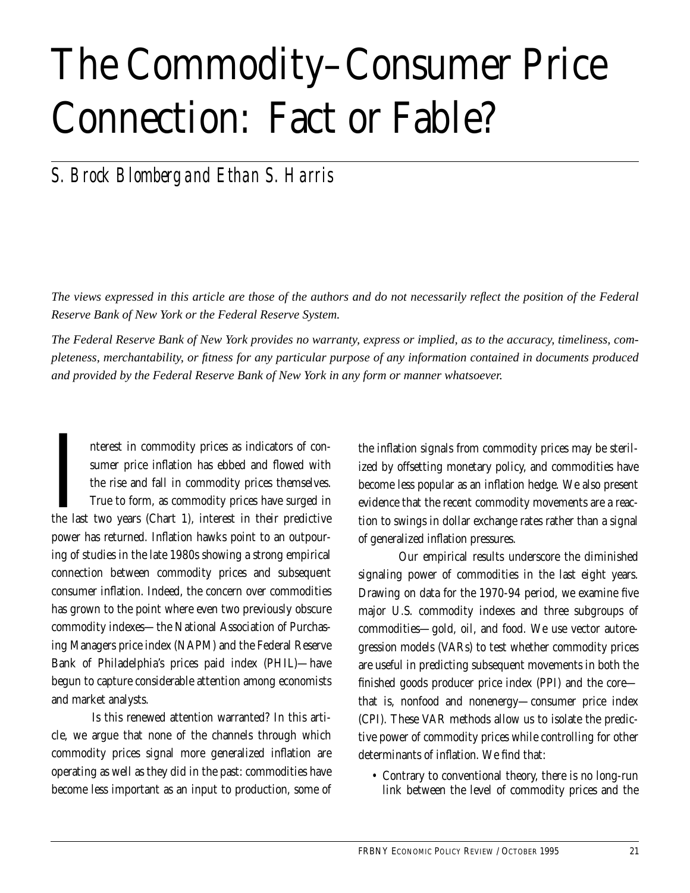# The Commodity–Consumer Price Connection: Fact or Fable?

*S. Brock Blomberg and Ethan S. Harris*

*The views expressed in this article are those of the authors and do not necessarily reflect the position of the Federal Reserve Bank of New York or the Federal Reserve System.*

*The Federal Reserve Bank of New York provides no warranty, express or implied, as to the accuracy, timeliness, completeness, merchantability, or fitness for any particular purpose of any information contained in documents produced and provided by the Federal Reserve Bank of New York in any form or manner whatsoever.*

Interest in commodity prices as indicators of consumer price inflation has ebbed and flowed with the rise and fall in commodity prices themselves. True to form, as commodity prices have surged in the last two years (Chart 1), interest in their predictive power has returned. Inflation hawks point to an outpouring of studies in the late 1980s showing a strong empirical connection between commodity prices and subsequent consumer inflation. Indeed, the concern over commodities has grown to the point where even two previously obscure commodity indexes—the National Association of Purchasing Managers price index (NAPM) and the Federal Reserve Bank of Philadelphia's prices paid index (PHIL)—have begun to capture considerable attention among economists and market analysts.

Is this renewed attention warranted? In this article, we argue that none of the channels through which commodity prices signal more generalized inflation are operating as well as they did in the past: commodities have become less important as an input to production, some of the inflation signals from commodity prices may be sterilized by offsetting monetary policy, and commodities have become less popular as an inflation hedge. We also present evidence that the recent commodity movements are a reaction to swings in dollar exchange rates rather than a signal of generalized inflation pressures.

Our empirical results underscore the diminished signaling power of commodities in the last eight years. Drawing on data for the 1970-94 period, we examine five major U.S. commodity indexes and three subgroups of commodities—gold, oil, and food. We use vector autoregression models (VARs) to test whether commodity prices are useful in predicting subsequent movements in both the finished goods producer price index (PPI) and the core—that is, nonfood and nonenergy—consumer price index (CPI). These VAR methods allow us to isolate the predictive power of commodity prices while controlling for other determinants of inflation. We find that:

- Contrary to conventional theory, there is no long-run link between the level of commodity prices and the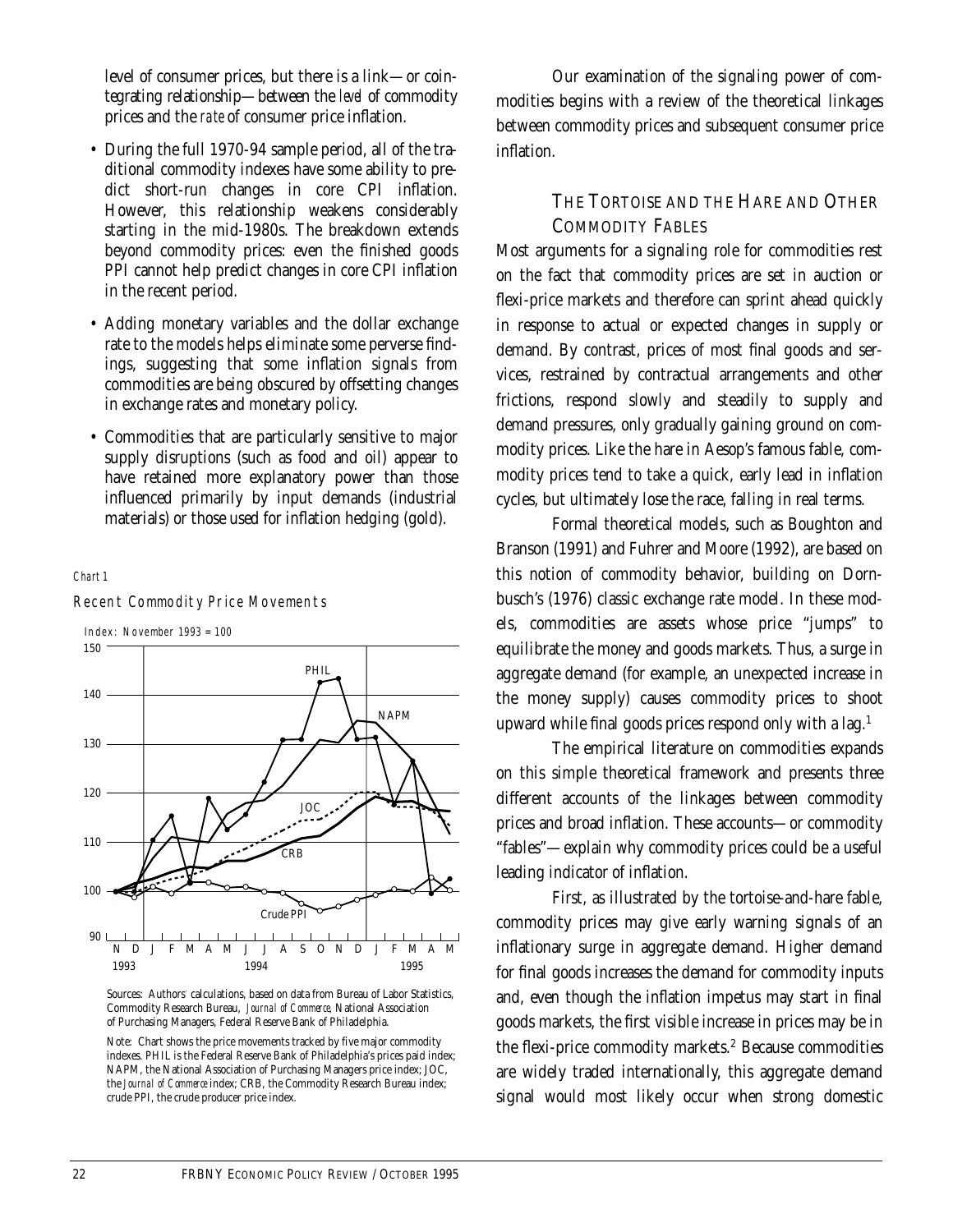level of consumer prices, but there is a link—or cointegrating relationship—between the *level* of commodity prices and the *rate* of consumer price inflation.

- During the full 1970-94 sample period, all of the traditional commodity indexes have some ability to predict short-run changes in core CPI inflation. However, this relationship weakens considerably starting in the mid-1980s. The breakdown extends beyond commodity prices: even the finished goods PPI cannot help predict changes in core CPI inflation in the recent period.
- Adding monetary variables and the dollar exchange rate to the models helps eliminate some perverse findings, suggesting that some inflation signals from commodities are being obscured by offsetting changes in exchange rates and monetary policy.
- Commodities that are particularly sensitive to major supply disruptions (such as food and oil) appear to have retained more explanatory power than those influenced primarily by input demands (industrial materials) or those used for inflation hedging (gold).

*Chart 1*

Recent Commodity Price Movements

Index: November 1993 = 100

Sources: Authors' calculations, based on data from Bureau of Labor Statistics, Commodity Research Bureau, *Journal of Commerce*, National Association of Purchasing Managers, Federal Reserve Bank of Philadelphia.

Note: Chart shows the price movements tracked by five major commodity indexes. PHIL is the Federal Reserve Bank of Philadelphia's prices paid index; NAPM, the National Association of Purchasing Managers price index; JOC, the *Journal of Commerce* index; CRB, the Commodity Research Bureau index; crude PPI, the crude producer price index.

Our examination of the signaling power of commodities begins with a review of the theoretical linkages between commodity prices and subsequent consumer price inflation.

## The Tortoise and the Hare and Other Commodity Fables

Most arguments for a signaling role for commodities rest on the fact that commodity prices are set in auction or flexi-price markets and therefore can sprint ahead quickly in response to actual or expected changes in supply or demand. By contrast, prices of most final goods and services, restrained by contractual arrangements and other frictions, respond slowly and steadily to supply and demand pressures, only gradually gaining ground on commodity prices. Like the hare in Aesop's famous fable, commodity prices tend to take a quick, early lead in inflation cycles, but ultimately lose the race, falling in real terms.

Formal theoretical models, such as Boughton and Branson (1991) and Fuhrer and Moore (1992), are based on this notion of commodity behavior, building on Dornbusch's (1976) classic exchange rate model. In these models, commodities are assets whose price "jumps" to equilibrate the money and goods markets. Thus, a surge in aggregate demand (for example, an unexpected increase in the money supply) causes commodity prices to shoot upward while final goods prices respond only with a lag.[1]

The empirical literature on commodities expands on this simple theoretical framework and presents three different accounts of the linkages between commodity prices and broad inflation. These accounts—or commodity "fables"—explain why commodity prices could be a useful leading indicator of inflation.

First, as illustrated by the tortoise-and-hare fable, commodity prices may give early warning signals of an inflationary surge in aggregate demand. Higher demand for final goods increases the demand for commodity inputs and, even though the inflation impetus may start in final goods markets, the first visible increase in prices may be in the flexi-price commodity markets.[2] Because commodities are widely traded internationally, this aggregate demand signal would most likely occur when strong domestic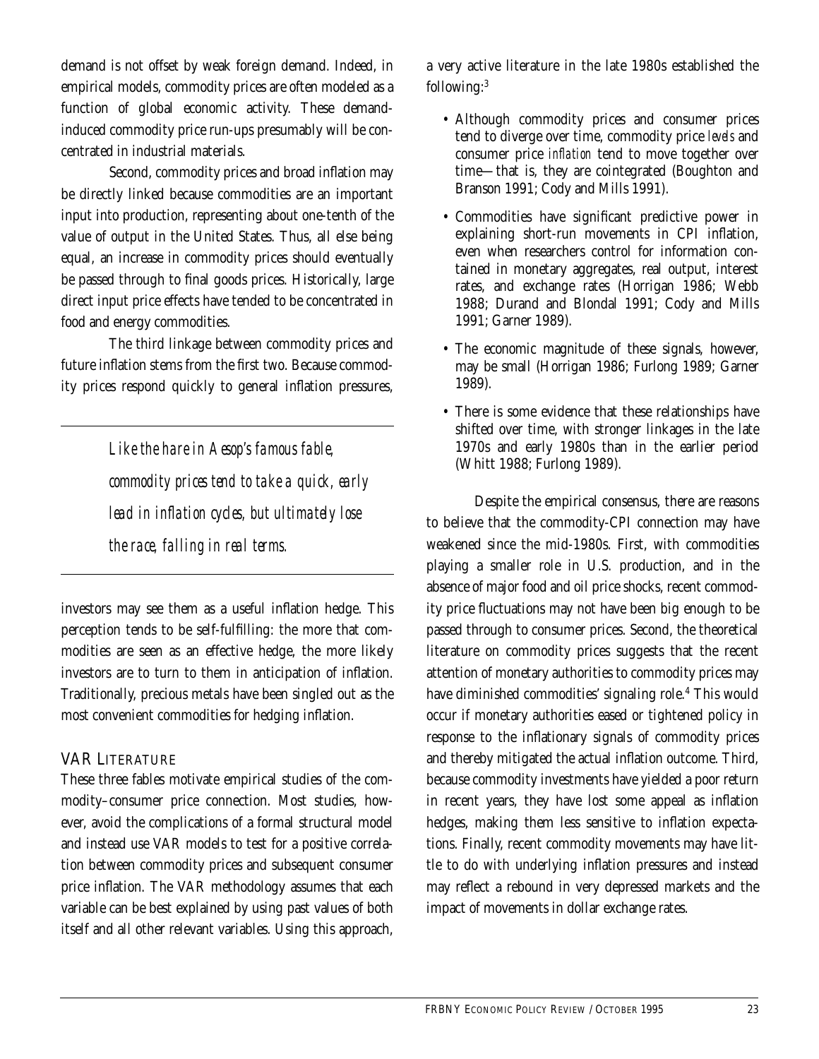demand is not offset by weak foreign demand. Indeed, in empirical models, commodity prices are often modeled as a function of global economic activity. These demand-induced commodity price run-ups presumably will be concentrated in industrial materials.

Second, commodity prices and broad inflation may be directly linked because commodities are an important input into production, representing about one-tenth of the value of output in the United States. Thus, all else being equal, an increase in commodity prices should eventually be passed through to final goods prices. Historically, large direct input price effects have tended to be concentrated in food and energy commodities.

The third linkage between commodity prices and future inflation stems from the first two. Because commodity prices respond quickly to general inflation pressures, investors may see them as a useful inflation hedge. This perception tends to be self-fulfilling: the more that commodities are seen as an effective hedge, the more likely investors are to turn to them in anticipation of inflation. Traditionally, precious metals have been singled out as the most convenient commodities for hedging inflation.

> *Like the hare in Aesop's famous fable, commodity prices tend to take a quick, early lead in inflation cycles, but ultimately lose the race, falling in real terms.*

## VAR Literature

These three fables motivate empirical studies of the commodity–consumer price connection. Most studies, however, avoid the complications of a formal structural model and instead use VAR models to test for a positive correlation between commodity prices and subsequent consumer price inflation. The VAR methodology assumes that each variable can be best explained by using past values of both itself and all other relevant variables. Using this approach, a very active literature in the late 1980s established the following:[3]

- Although commodity prices and consumer prices tend to diverge over time, commodity price *levels* and consumer price *inflation* tend to move together over time—that is, they are cointegrated (Boughton and Branson 1991; Cody and Mills 1991).
- Commodities have significant predictive power in explaining short-run movements in CPI inflation, even when researchers control for information contained in monetary aggregates, real output, interest rates, and exchange rates (Horrigan 1986; Webb 1988; Durand and Blondal 1991; Cody and Mills 1991; Garner 1989).
- The economic magnitude of these signals, however, may be small (Horrigan 1986; Furlong 1989; Garner 1989).
- There is some evidence that these relationships have shifted over time, with stronger linkages in the late 1970s and early 1980s than in the earlier period (Whitt 1988; Furlong 1989).

Despite the empirical consensus, there are reasons to believe that the commodity-CPI connection may have weakened since the mid-1980s. First, with commodities playing a smaller role in U.S. production, and in the absence of major food and oil price shocks, recent commodity price fluctuations may not have been big enough to be passed through to consumer prices. Second, the theoretical literature on commodity prices suggests that the recent attention of monetary authorities to commodity prices may have diminished commodities' signaling role.[4] This would occur if monetary authorities eased or tightened policy in response to the inflationary signals of commodity prices and thereby mitigated the actual inflation outcome. Third, because commodity investments have yielded a poor return in recent years, they have lost some appeal as inflation hedges, making them less sensitive to inflation expectations. Finally, recent commodity movements may have little to do with underlying inflation pressures and instead may reflect a rebound in very depressed markets and the impact of movements in dollar exchange rates.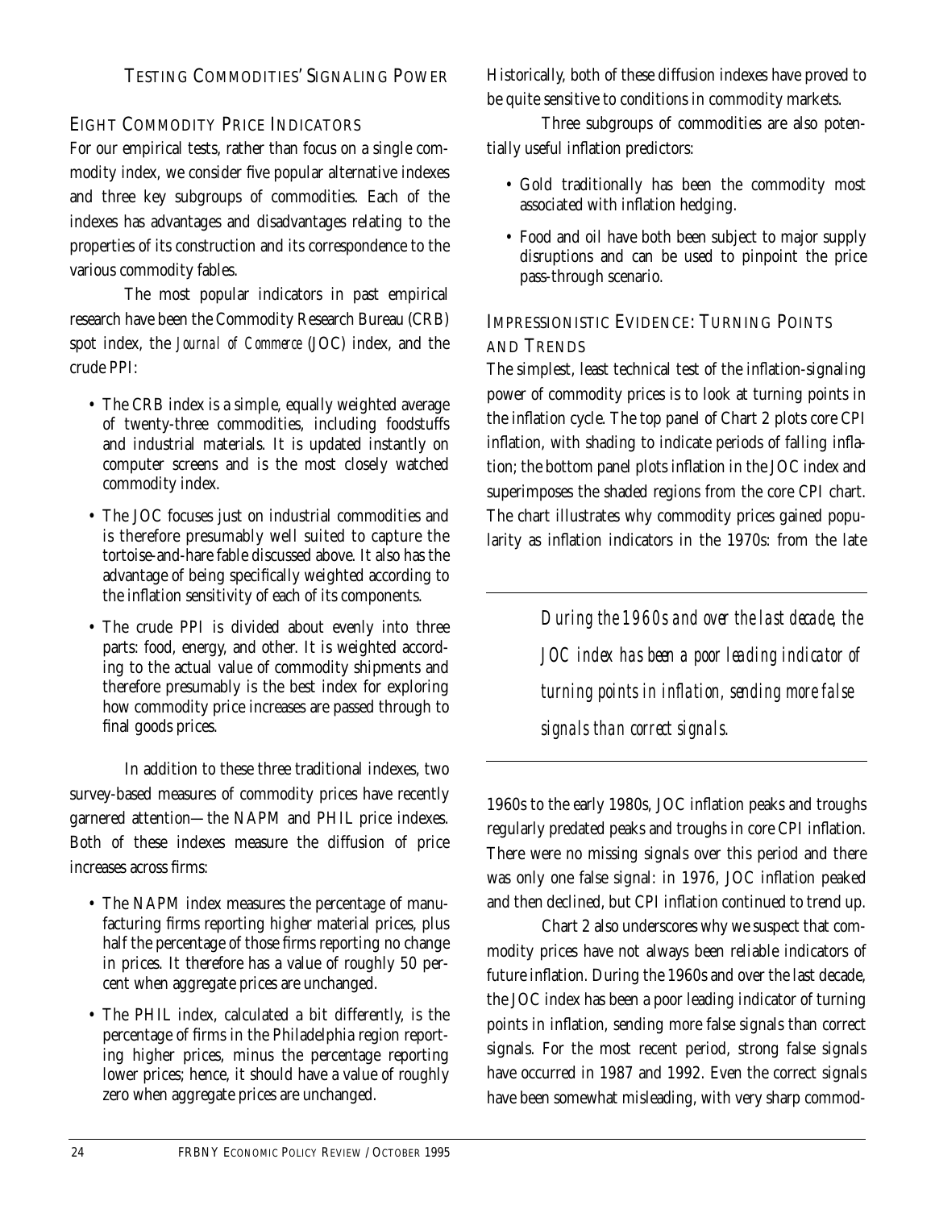## Testing Commodities' Signaling Power

### Eight Commodity Price Indicators

For our empirical tests, rather than focus on a single commodity index, we consider five popular alternative indexes and three key subgroups of commodities. Each of the indexes has advantages and disadvantages relating to the properties of its construction and its correspondence to the various commodity fables.

The most popular indicators in past empirical research have been the Commodity Research Bureau (CRB) spot index, the *Journal of Commerce* (JOC) index, and the crude PPI:

- The CRB index is a simple, equally weighted average of twenty-three commodities, including foodstuffs and industrial materials. It is updated instantly on computer screens and is the most closely watched commodity index.
- The JOC focuses just on industrial commodities and is therefore presumably well suited to capture the tortoise-and-hare fable discussed above. It also has the advantage of being specifically weighted according to the inflation sensitivity of each of its components.
- The crude PPI is divided about evenly into three parts: food, energy, and other. It is weighted according to the actual value of commodity shipments and therefore presumably is the best index for exploring how commodity price increases are passed through to final goods prices.

In addition to these three traditional indexes, two survey-based measures of commodity prices have recently garnered attention—the NAPM and PHIL price indexes. Both of these indexes measure the diffusion of price increases across firms:

- The NAPM index measures the percentage of manufacturing firms reporting higher material prices, plus half the percentage of those firms reporting no change in prices. It therefore has a value of roughly 50 percent when aggregate prices are unchanged.
- The PHIL index, calculated a bit differently, is the percentage of firms in the Philadelphia region reporting higher prices, minus the percentage reporting lower prices; hence, it should have a value of roughly zero when aggregate prices are unchanged.

Historically, both of these diffusion indexes have proved to be quite sensitive to conditions in commodity markets.

Three subgroups of commodities are also potentially useful inflation predictors:

- Gold traditionally has been the commodity most associated with inflation hedging.
- Food and oil have both been subject to major supply disruptions and can be used to pinpoint the price pass-through scenario.

### Impressionistic Evidence: Turning Points and Trends

The simplest, least technical test of the inflation-signaling power of commodity prices is to look at turning points in the inflation cycle. The top panel of Chart 2 plots core CPI inflation, with shading to indicate periods of falling inflation; the bottom panel plots inflation in the JOC index and superimposes the shaded regions from the core CPI chart. The chart illustrates why commodity prices gained popularity as inflation indicators in the 1970s: from the late 1960s to the early 1980s, JOC inflation peaks and troughs regularly predated peaks and troughs in core CPI inflation. There were no missing signals over this period and there was only one false signal: in 1976, JOC inflation peaked and then declined, but CPI inflation continued to trend up.

> *During the 1960s and over the last decade, the JOC index has been a poor leading indicator of turning points in inflation, sending more false signals than correct signals.*

Chart 2 also underscores why we suspect that commodity prices have not always been reliable indicators of future inflation. During the 1960s and over the last decade, the JOC index has been a poor leading indicator of turning points in inflation, sending more false signals than correct signals. For the most recent period, strong false signals have occurred in 1987 and 1992. Even the correct signals have been somewhat misleading, with very sharp commod-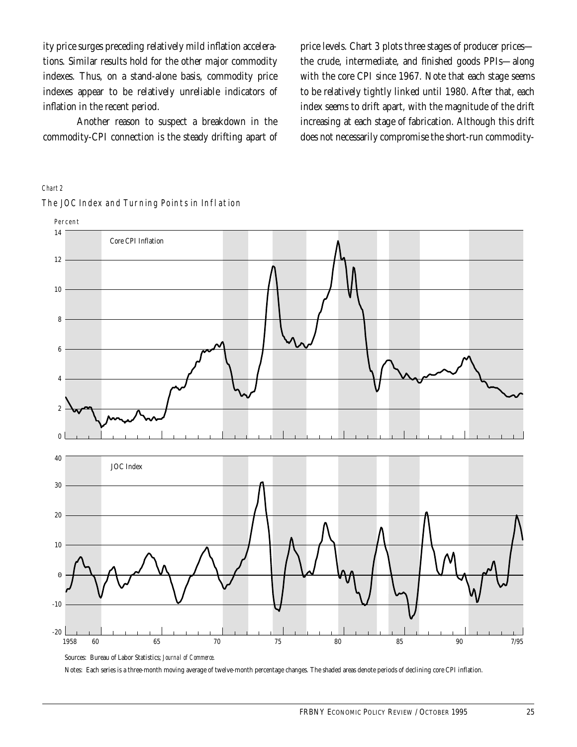ity price surges preceding relatively mild inflation accelerations. Similar results hold for the other major commodity indexes. Thus, on a stand-alone basis, commodity price indexes appear to be relatively unreliable indicators of inflation in the recent period.

Another reason to suspect a breakdown in the commodity-CPI connection is the steady drifting apart of price levels. Chart 3 plots three stages of producer prices—the crude, intermediate, and finished goods PPIs—along with the core CPI since 1967. Note that each stage seems to be relatively tightly linked until 1980. After that, each index seems to drift apart, with the magnitude of the drift increasing at each stage of fabrication. Although this drift does not necessarily compromise the short-run commodity-

*Chart 2*

The JOC Index and Turning Points in Inflation

Sources: Bureau of Labor Statistics; *Journal of Commerce*.

Notes: Each series is a three-month moving average of twelve-month percentage changes. The shaded areas denote periods of declining core CPI inflation.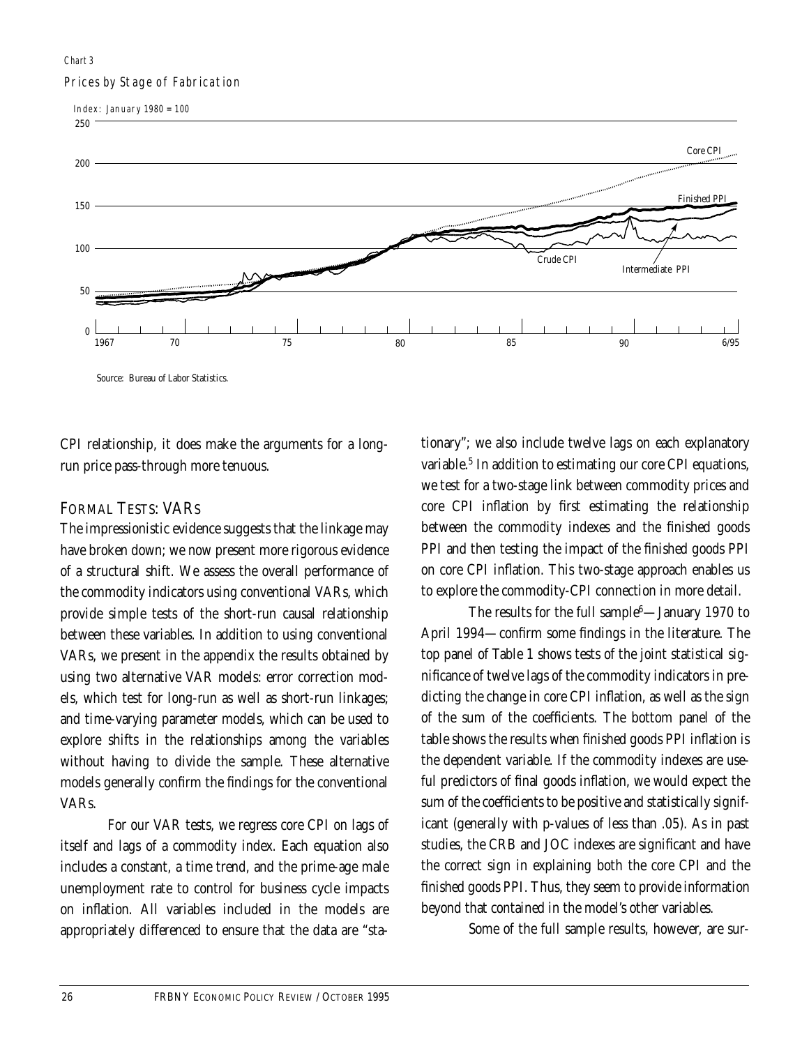Chart 3

Prices by Stage of Fabrication

Index: January 1980 = 100

Source: Bureau of Labor Statistics.

CPI relationship, it does make the arguments for a long-run price pass-through more tenuous.

## FORMAL TESTS: VARS

The impressionistic evidence suggests that the linkage may have broken down; we now present more rigorous evidence of a structural shift. We assess the overall performance of the commodity indicators using conventional VARs, which provide simple tests of the short-run causal relationship between these variables. In addition to using conventional VARs, we present in the appendix the results obtained by using two alternative VAR models: error correction models, which test for long-run as well as short-run linkages; and time-varying parameter models, which can be used to explore shifts in the relationships among the variables without having to divide the sample. These alternative models generally confirm the findings for the conventional VARs.

For our VAR tests, we regress core CPI on lags of itself and lags of a commodity index. Each equation also includes a constant, a time trend, and the prime-age male unemployment rate to control for business cycle impacts on inflation. All variables included in the models are appropriately differenced to ensure that the data are "stationary"; we also include twelve lags on each explanatory variable.[5] In addition to estimating our core CPI equations, we test for a two-stage link between commodity prices and core CPI inflation by first estimating the relationship between the commodity indexes and the finished goods PPI and then testing the impact of the finished goods PPI on core CPI inflation. This two-stage approach enables us to explore the commodity-CPI connection in more detail.

The results for the full sample[6]—January 1970 to April 1994—confirm some findings in the literature. The top panel of Table 1 shows tests of the joint statistical significance of twelve lags of the commodity indicators in predicting the change in core CPI inflation, as well as the sign of the sum of the coefficients. The bottom panel of the table shows the results when finished goods PPI inflation is the dependent variable. If the commodity indexes are useful predictors of final goods inflation, we would expect the sum of the coefficients to be positive and statistically significant (generally with p-values of less than .05). As in past studies, the CRB and JOC indexes are significant and have the correct sign in explaining both the core CPI and the finished goods PPI. Thus, they seem to provide information beyond that contained in the model's other variables.

Some of the full sample results, however, are sur-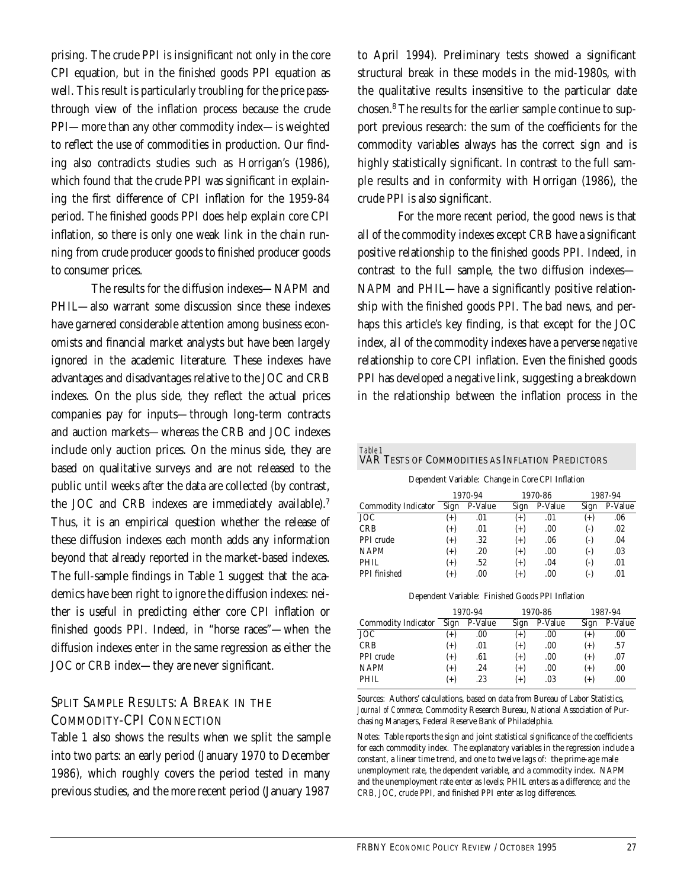prising. The crude PPI is insignificant not only in the core CPI equation, but in the finished goods PPI equation as well. This result is particularly troubling for the price pass-through view of the inflation process because the crude PPI—more than any other commodity index—is weighted to reflect the use of commodities in production. Our finding also contradicts studies such as Horrigan's (1986), which found that the crude PPI was significant in explaining the first difference of CPI inflation for the 1959-84 period. The finished goods PPI does help explain core CPI inflation, so there is only one weak link in the chain running from crude producer goods to finished producer goods to consumer prices.

The results for the diffusion indexes—NAPM and PHIL—also warrant some discussion since these indexes have garnered considerable attention among business economists and financial market analysts but have been largely ignored in the academic literature. These indexes have advantages and disadvantages relative to the JOC and CRB indexes. On the plus side, they reflect the actual prices companies pay for inputs—through long-term contracts and auction markets—whereas the CRB and JOC indexes include only auction prices. On the minus side, they are based on qualitative surveys and are not released to the public until weeks after the data are collected (by contrast, the JOC and CRB indexes are immediately available).[7] Thus, it is an empirical question whether the release of these diffusion indexes each month adds any information beyond that already reported in the market-based indexes. The full-sample findings in Table 1 suggest that the academics have been right to ignore the diffusion indexes: neither is useful in predicting either core CPI inflation or finished goods PPI. Indeed, in "horse races"—when the diffusion indexes enter in the same regression as either the JOC or CRB index—they are never significant.

## SPLIT SAMPLE RESULTS: A BREAK IN THE COMMODITY-CPI CONNECTION

Table 1 also shows the results when we split the sample into two parts: an early period (January 1970 to December 1986), which roughly covers the period tested in many previous studies, and the more recent period (January 1987 to April 1994). Preliminary tests showed a significant structural break in these models in the mid-1980s, with the qualitative results insensitive to the particular date chosen.[8] The results for the earlier sample continue to support previous research: the sum of the coefficients for the commodity variables always has the correct sign and is highly statistically significant. In contrast to the full sample results and in conformity with Horrigan (1986), the crude PPI is also significant.

For the more recent period, the good news is that all of the commodity indexes except CRB have a significant positive relationship to the finished goods PPI. Indeed, in contrast to the full sample, the two diffusion indexes—NAPM and PHIL—have a significantly positive relationship with the finished goods PPI. The bad news, and perhaps this article's key finding, is that except for the JOC index, all of the commodity indexes have a perverse *negative* relationship to core CPI inflation. Even the finished goods PPI has developed a negative link, suggesting a breakdown in the relationship between the inflation process in the

*Table 1*
**VAR TESTS OF COMMODITIES AS INFLATION PREDICTORS**

Dependent Variable: Change in Core CPI Inflation

| | 1970-94 | | 1970-86 | | 1987-94 | |
|---|---|---|---|---|---|---|
| Commodity Indicator | Sign | P-Value | Sign | P-Value | Sign | P-Value |
| JOC | (+) | .01 | (+) | .01 | (+) | .06 |
| CRB | (+) | .01 | (+) | .00 | (-) | .02 |
| PPI crude | (+) | .32 | (+) | .06 | (-) | .04 |
| NAPM | (+) | .20 | (+) | .00 | (-) | .03 |
| PHIL | (+) | .52 | (+) | .04 | (-) | .01 |
| PPI finished | (+) | .00 | (+) | .00 | (-) | .01 |

Dependent Variable: Finished Goods PPI Inflation

| | 1970-94 | | 1970-86 | | 1987-94 | |
|---|---|---|---|---|---|---|
| Commodity Indicator | Sign | P-Value | Sign | P-Value | Sign | P-Value |
| JOC | (+) | .00 | (+) | .00 | (+) | .00 |
| CRB | (+) | .01 | (+) | .00 | (+) | .57 |
| PPI crude | (+) | .61 | (+) | .00 | (+) | .07 |
| NAPM | (+) | .24 | (+) | .00 | (+) | .00 |
| PHIL | (+) | .23 | (+) | .03 | (+) | .00 |

Sources: Authors' calculations, based on data from Bureau of Labor Statistics, *Journal of Commerce*, Commodity Research Bureau, National Association of Purchasing Managers, Federal Reserve Bank of Philadelphia.

Notes: Table reports the sign and joint statistical significance of the coefficients for each commodity index. The explanatory variables in the regression include a constant, a linear time trend, and one to twelve lags of: the prime-age male unemployment rate, the dependent variable, and a commodity index. NAPM and the unemployment rate enter as levels; PHIL enters as a difference; and the CRB, JOC, crude PPI, and finished PPI enter as log differences.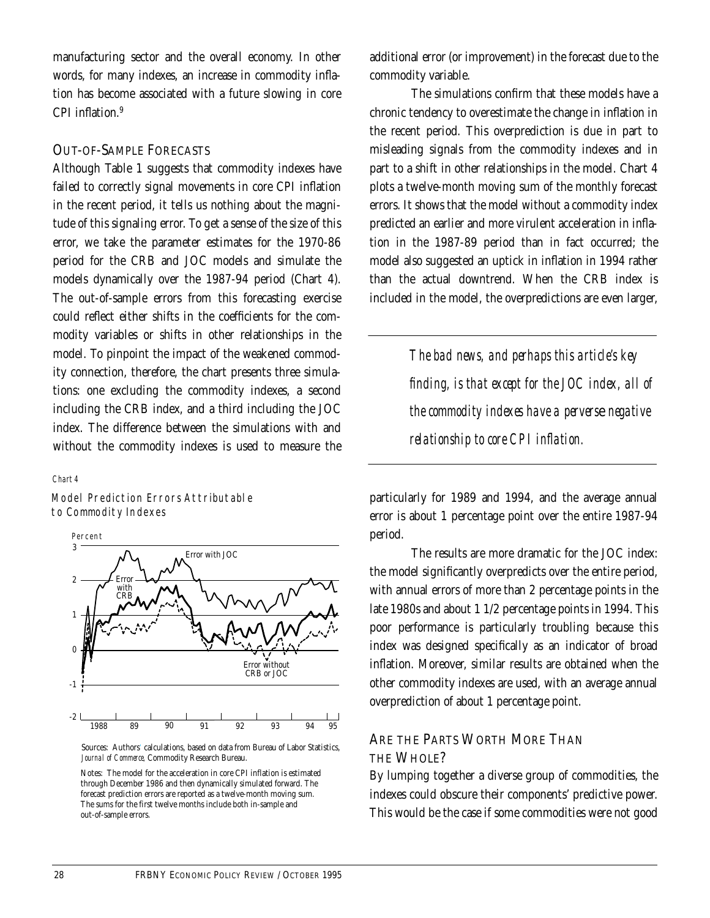manufacturing sector and the overall economy. In other words, for many indexes, an increase in commodity inflation has become associated with a future slowing in core CPI inflation.[9]

### OUT-OF-SAMPLE FORECASTS

Although Table 1 suggests that commodity indexes have failed to correctly signal movements in core CPI inflation in the recent period, it tells us nothing about the magnitude of this signaling error. To get a sense of the size of this error, we take the parameter estimates for the 1970-86 period for the CRB and JOC models and simulate the models dynamically over the 1987-94 period (Chart 4). The out-of-sample errors from this forecasting exercise could reflect either shifts in the coefficients for the commodity variables or shifts in other relationships in the model. To pinpoint the impact of the weakened commodity connection, therefore, the chart presents three simulations: one excluding the commodity indexes, a second including the CRB index, and a third including the JOC index. The difference between the simulations with and without the commodity indexes is used to measure the additional error (or improvement) in the forecast due to the commodity variable.

The simulations confirm that these models have a chronic tendency to overestimate the change in inflation in the recent period. This overprediction is due in part to misleading signals from the commodity indexes and in part to a shift in other relationships in the model. Chart 4 plots a twelve-month moving sum of the monthly forecast errors. It shows that the model without a commodity index predicted an earlier and more virulent acceleration in inflation in the 1987-89 period than in fact occurred; the model also suggested an uptick in inflation in 1994 rather than the actual downtrend. When the CRB index is included in the model, the overpredictions are even larger, particularly for 1989 and 1994, and the average annual error is about 1 percentage point over the entire 1987-94 period.

*The bad news, and perhaps this article's key finding, is that except for the JOC index, all of the commodity indexes have a perverse negative relationship to core CPI inflation.*

The results are more dramatic for the JOC index: the model significantly overpredicts over the entire period, with annual errors of more than 2 percentage points in the late 1980s and about 1 1/2 percentage points in 1994. This poor performance is particularly troubling because this index was designed specifically as an indicator of broad inflation. Moreover, similar results are obtained when the other commodity indexes are used, with an average annual overprediction of about 1 percentage point.

*Chart 4*

*Model Prediction Errors Attributable to Commodity Indexes*

Sources: Authors' calculations, based on data from Bureau of Labor Statistics, *Journal of Commerce*, Commodity Research Bureau.

Notes: The model for the acceleration in core CPI inflation is estimated through December 1986 and then dynamically simulated forward. The forecast prediction errors are reported as a twelve-month moving sum. The sums for the first twelve months include both in-sample and out-of-sample errors.

### ARE THE PARTS WORTH MORE THAN THE WHOLE?

By lumping together a diverse group of commodities, the indexes could obscure their components' predictive power. This would be the case if some commodities were not good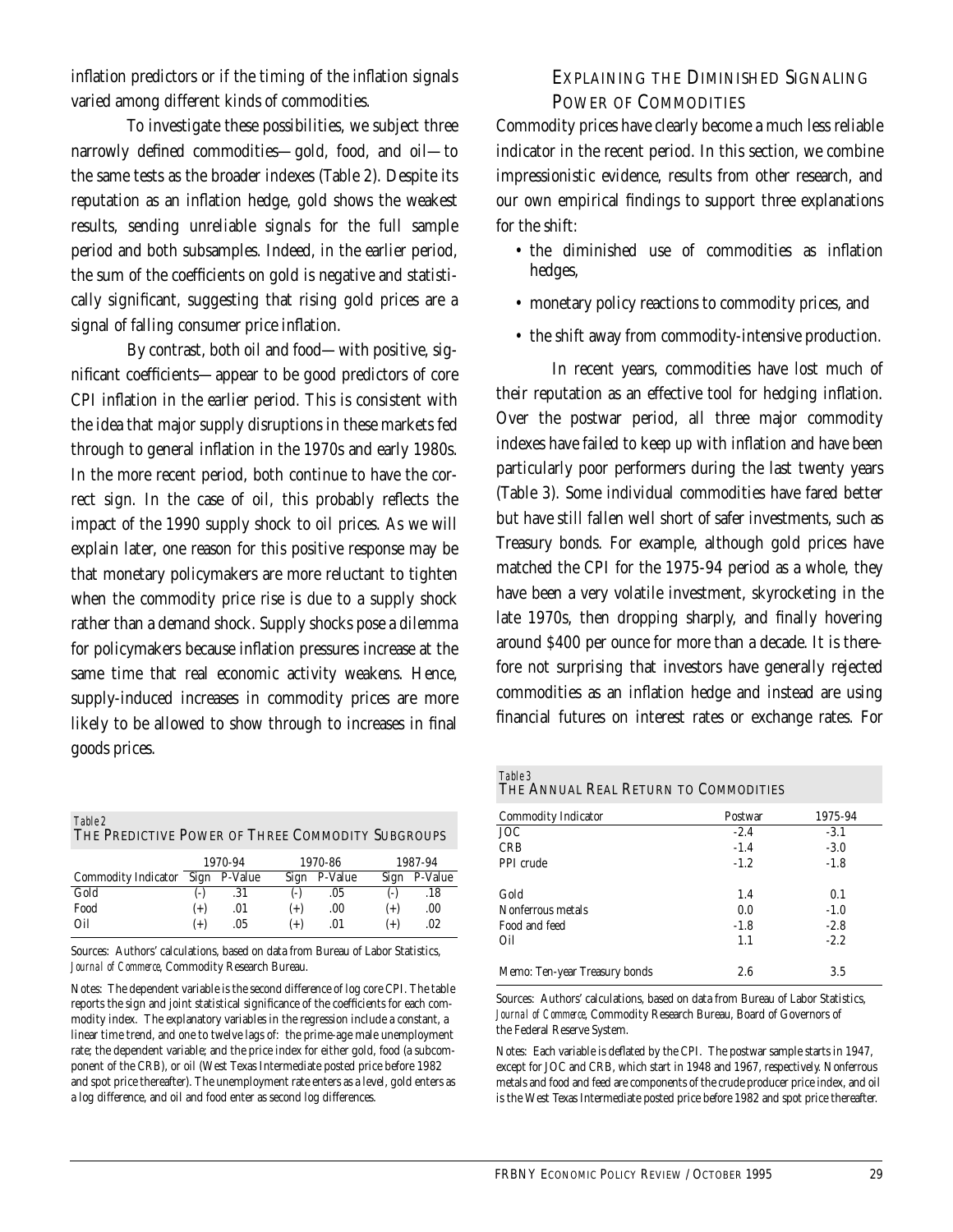inflation predictors or if the timing of the inflation signals varied among different kinds of commodities.

To investigate these possibilities, we subject three narrowly defined commodities—gold, food, and oil—to the same tests as the broader indexes (Table 2). Despite its reputation as an inflation hedge, gold shows the weakest results, sending unreliable signals for the full sample period and both subsamples. Indeed, in the earlier period, the sum of the coefficients on gold is negative and statistically significant, suggesting that rising gold prices are a signal of falling consumer price inflation.

By contrast, both oil and food—with positive, significant coefficients—appear to be good predictors of core CPI inflation in the earlier period. This is consistent with the idea that major supply disruptions in these markets fed through to general inflation in the 1970s and early 1980s. In the more recent period, both continue to have the correct sign. In the case of oil, this probably reflects the impact of the 1990 supply shock to oil prices. As we will explain later, one reason for this positive response may be that monetary policymakers are more reluctant to tighten when the commodity price rise is due to a supply shock rather than a demand shock. Supply shocks pose a dilemma for policymakers because inflation pressures increase at the same time that real economic activity weakens. Hence, supply-induced increases in commodity prices are more likely to be allowed to show through to increases in final goods prices.

*Table 2*
THE PREDICTIVE POWER OF THREE COMMODITY SUBGROUPS

| | 1970-94 | | 1970-86 | | 1987-94 | |
|---|---|---|---|---|---|---|
| Commodity Indicator | Sign | P-Value | Sign | P-Value | Sign | P-Value |
| Gold | (-) | .31 | (-) | .05 | (-) | .18 |
| Food | (+) | .01 | (+) | .00 | (+) | .00 |
| Oil | (+) | .05 | (+) | .01 | (+) | .02 |

Sources: Authors' calculations, based on data from Bureau of Labor Statistics, *Journal of Commerce*, Commodity Research Bureau.

Notes: The dependent variable is the second difference of log core CPI. The table reports the sign and joint statistical significance of the coefficients for each commodity index. The explanatory variables in the regression include a constant, a linear time trend, and one to twelve lags of: the prime-age male unemployment rate; the dependent variable; and the price index for either gold, food (a subcomponent of the CRB), or oil (West Texas Intermediate posted price before 1982 and spot price thereafter). The unemployment rate enters as a level, gold enters as a log difference, and oil and food enter as second log differences.

## EXPLAINING THE DIMINISHED SIGNALING POWER OF COMMODITIES

Commodity prices have clearly become a much less reliable indicator in the recent period. In this section, we combine impressionistic evidence, results from other research, and our own empirical findings to support three explanations for the shift:

- the diminished use of commodities as inflation hedges,
- monetary policy reactions to commodity prices, and
- the shift away from commodity-intensive production.

In recent years, commodities have lost much of their reputation as an effective tool for hedging inflation. Over the postwar period, all three major commodity indexes have failed to keep up with inflation and have been particularly poor performers during the last twenty years (Table 3). Some individual commodities have fared better but have still fallen well short of safer investments, such as Treasury bonds. For example, although gold prices have matched the CPI for the 1975-94 period as a whole, they have been a very volatile investment, skyrocketing in the late 1970s, then dropping sharply, and finally hovering around $400 per ounce for more than a decade. It is therefore not surprising that investors have generally rejected commodities as an inflation hedge and instead are using financial futures on interest rates or exchange rates. For

*Table 3*
THE ANNUAL REAL RETURN TO COMMODITIES

| Commodity Indicator | Postwar | 1975-94 |
|---|---|---|
| JOC | -2.4 | -3.1 |
| CRB | -1.4 | -3.0 |
| PPI crude | -1.2 | -1.8 |
| | | |
| Gold | 1.4 | 0.1 |
| Nonferrous metals | 0.0 | -1.0 |
| Food and feed | -1.8 | -2.8 |
| Oil | 1.1 | -2.2 |
| | | |
| Memo: Ten-year Treasury bonds | 2.6 | 3.5 |

Sources: Authors' calculations, based on data from Bureau of Labor Statistics, *Journal of Commerce*, Commodity Research Bureau, Board of Governors of the Federal Reserve System.

Notes: Each variable is deflated by the CPI. The postwar sample starts in 1947, except for JOC and CRB, which start in 1948 and 1967, respectively. Nonferrous metals and food and feed are components of the crude producer price index, and oil is the West Texas Intermediate posted price before 1982 and spot price thereafter.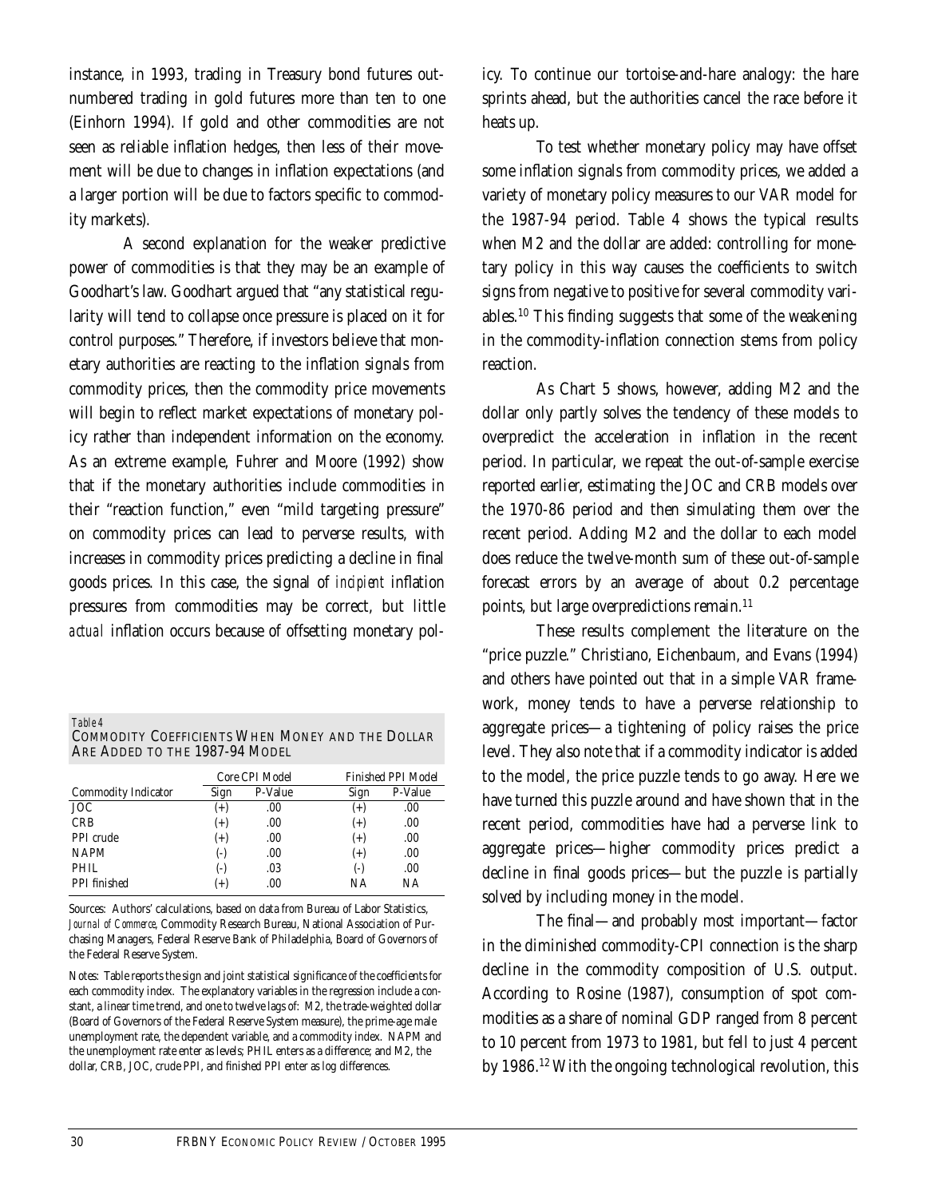instance, in 1993, trading in Treasury bond futures outnumbered trading in gold futures more than ten to one (Einhorn 1994). If gold and other commodities are not seen as reliable inflation hedges, then less of their movement will be due to changes in inflation expectations (and a larger portion will be due to factors specific to commodity markets).

A second explanation for the weaker predictive power of commodities is that they may be an example of Goodhart's law. Goodhart argued that "any statistical regularity will tend to collapse once pressure is placed on it for control purposes." Therefore, if investors believe that monetary authorities are reacting to the inflation signals from commodity prices, then the commodity price movements will begin to reflect market expectations of monetary policy rather than independent information on the economy. As an extreme example, Fuhrer and Moore (1992) show that if the monetary authorities include commodities in their "reaction function," even "mild targeting pressure" on commodity prices can lead to perverse results, with increases in commodity prices predicting a decline in final goods prices. In this case, the signal of *incipient* inflation pressures from commodities may be correct, but little *actual* inflation occurs because of offsetting monetary policy. To continue our tortoise-and-hare analogy: the hare sprints ahead, but the authorities cancel the race before it heats up.

To test whether monetary policy may have offset some inflation signals from commodity prices, we added a variety of monetary policy measures to our VAR model for the 1987-94 period. Table 4 shows the typical results when M2 and the dollar are added: controlling for monetary policy in this way causes the coefficients to switch signs from negative to positive for several commodity variables.[10] This finding suggests that some of the weakening in the commodity-inflation connection stems from policy reaction.

As Chart 5 shows, however, adding M2 and the dollar only partly solves the tendency of these models to overpredict the acceleration in inflation in the recent period. In particular, we repeat the out-of-sample exercise reported earlier, estimating the JOC and CRB models over the 1970-86 period and then simulating them over the recent period. Adding M2 and the dollar to each model does reduce the twelve-month sum of these out-of-sample forecast errors by an average of about 0.2 percentage points, but large overpredictions remain.[11]

These results complement the literature on the "price puzzle." Christiano, Eichenbaum, and Evans (1994) and others have pointed out that in a simple VAR framework, money tends to have a perverse relationship to aggregate prices—a tightening of policy raises the price level. They also note that if a commodity indicator is added to the model, the price puzzle tends to go away. Here we have turned this puzzle around and have shown that in the recent period, commodities have had a perverse link to aggregate prices—higher commodity prices predict a decline in final goods prices—but the puzzle is partially solved by including money in the model.

The final—and probably most important—factor in the diminished commodity-CPI connection is the sharp decline in the commodity composition of U.S. output. According to Rosine (1987), consumption of spot commodities as a share of nominal GDP ranged from 8 percent to 10 percent from 1973 to 1981, but fell to just 4 percent by 1986.[12] With the ongoing technological revolution, this

*Table 4*

**Commodity Coefficients When Money and the Dollar Are Added to the 1987-94 Model**

| | Core CPI Model | | Finished PPI Model | |
|---|---|---|---|---|
| Commodity Indicator | Sign | P-Value | Sign | P-Value |
| JOC | (+) | .00 | (+) | .00 |
| CRB | (+) | .00 | (+) | .00 |
| PPI crude | (+) | .00 | (+) | .00 |
| NAPM | (-) | .00 | (+) | .00 |
| PHIL | (-) | .03 | (-) | .00 |
| PPI finished | (+) | .00 | NA | NA |

Sources: Authors' calculations, based on data from Bureau of Labor Statistics, *Journal of Commerce*, Commodity Research Bureau, National Association of Purchasing Managers, Federal Reserve Bank of Philadelphia, Board of Governors of the Federal Reserve System.

Notes: Table reports the sign and joint statistical significance of the coefficients for each commodity index. The explanatory variables in the regression include a constant, a linear time trend, and one to twelve lags of: M2, the trade-weighted dollar (Board of Governors of the Federal Reserve System measure), the prime-age male unemployment rate, the dependent variable, and a commodity index. NAPM and the unemployment rate enter as levels; PHIL enters as a difference; and M2, the dollar, CRB, JOC, crude PPI, and finished PPI enter as log differences.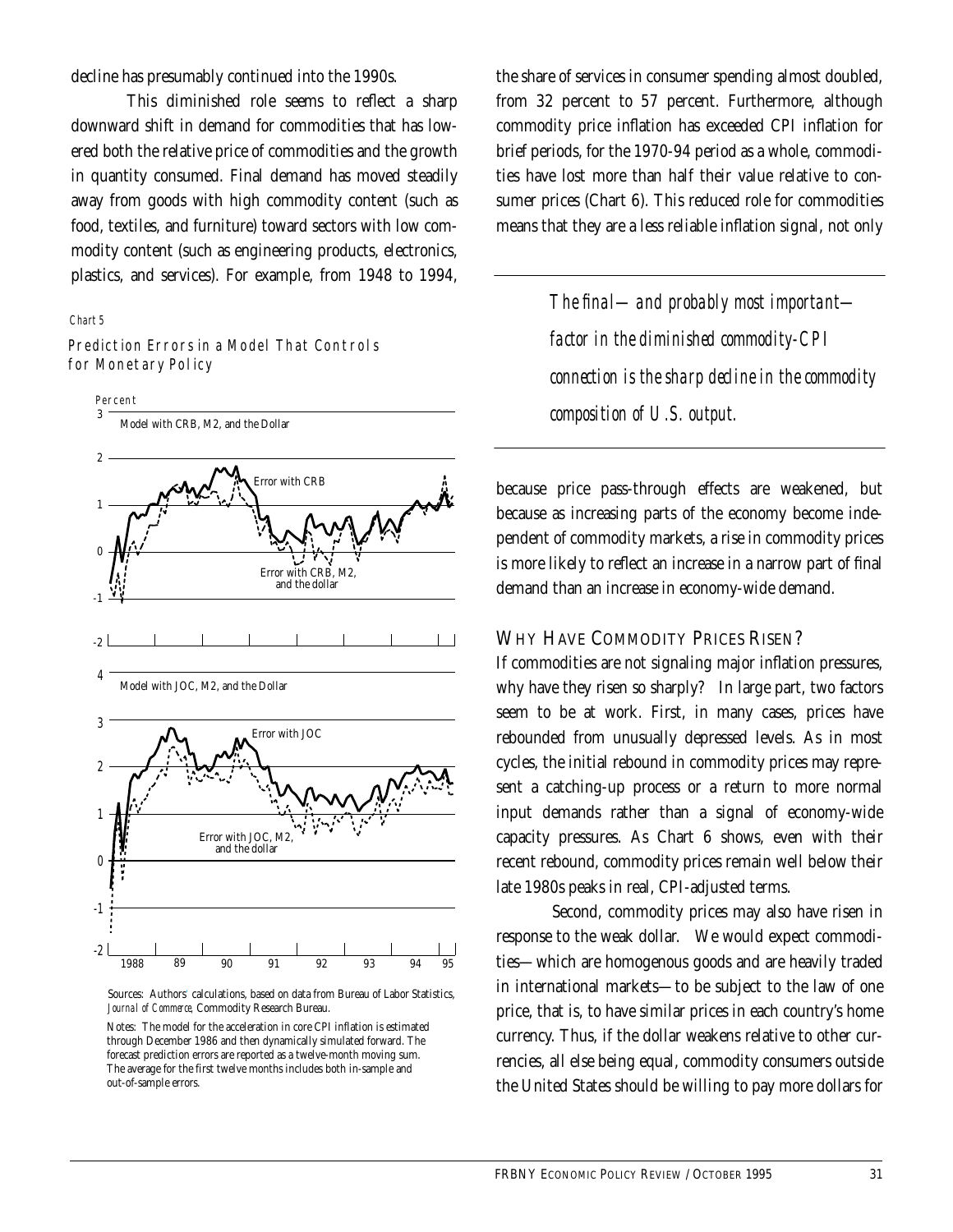decline has presumably continued into the 1990s.

This diminished role seems to reflect a sharp downward shift in demand for commodities that has lowered both the relative price of commodities and the growth in quantity consumed. Final demand has moved steadily away from goods with high commodity content (such as food, textiles, and furniture) toward sectors with low commodity content (such as engineering products, electronics, plastics, and services). For example, from 1948 to 1994, the share of services in consumer spending almost doubled, from 32 percent to 57 percent. Furthermore, although commodity price inflation has exceeded CPI inflation for brief periods, for the 1970-94 period as a whole, commodities have lost more than half their value relative to consumer prices (Chart 6). This reduced role for commodities means that they are a less reliable inflation signal, not only because price pass-through effects are weakened, but because as increasing parts of the economy become independent of commodity markets, a rise in commodity prices is more likely to reflect an increase in a narrow part of final demand than an increase in economy-wide demand.

*The final—and probably most important—factor in the diminished commodity-CPI connection is the sharp decline in the commodity composition of U.S. output.*

*Chart 5*

Prediction Errors in a Model That Controls for Monetary Policy

Sources: Authors' calculations, based on data from Bureau of Labor Statistics, *Journal of Commerce*, Commodity Research Bureau.

Notes: The model for the acceleration in core CPI inflation is estimated through December 1986 and then dynamically simulated forward. The forecast prediction errors are reported as a twelve-month moving sum. The average for the first twelve months includes both in-sample and out-of-sample errors.

## Why Have Commodity Prices Risen?

If commodities are not signaling major inflation pressures, why have they risen so sharply? In large part, two factors seem to be at work. First, in many cases, prices have rebounded from unusually depressed levels. As in most cycles, the initial rebound in commodity prices may represent a catching-up process or a return to more normal input demands rather than a signal of economy-wide capacity pressures. As Chart 6 shows, even with their recent rebound, commodity prices remain well below their late 1980s peaks in real, CPI-adjusted terms.

Second, commodity prices may also have risen in response to the weak dollar. We would expect commodities—which are homogenous goods and are heavily traded in international markets—to be subject to the law of one price, that is, to have similar prices in each country's home currency. Thus, if the dollar weakens relative to other currencies, all else being equal, commodity consumers outside the United States should be willing to pay more dollars for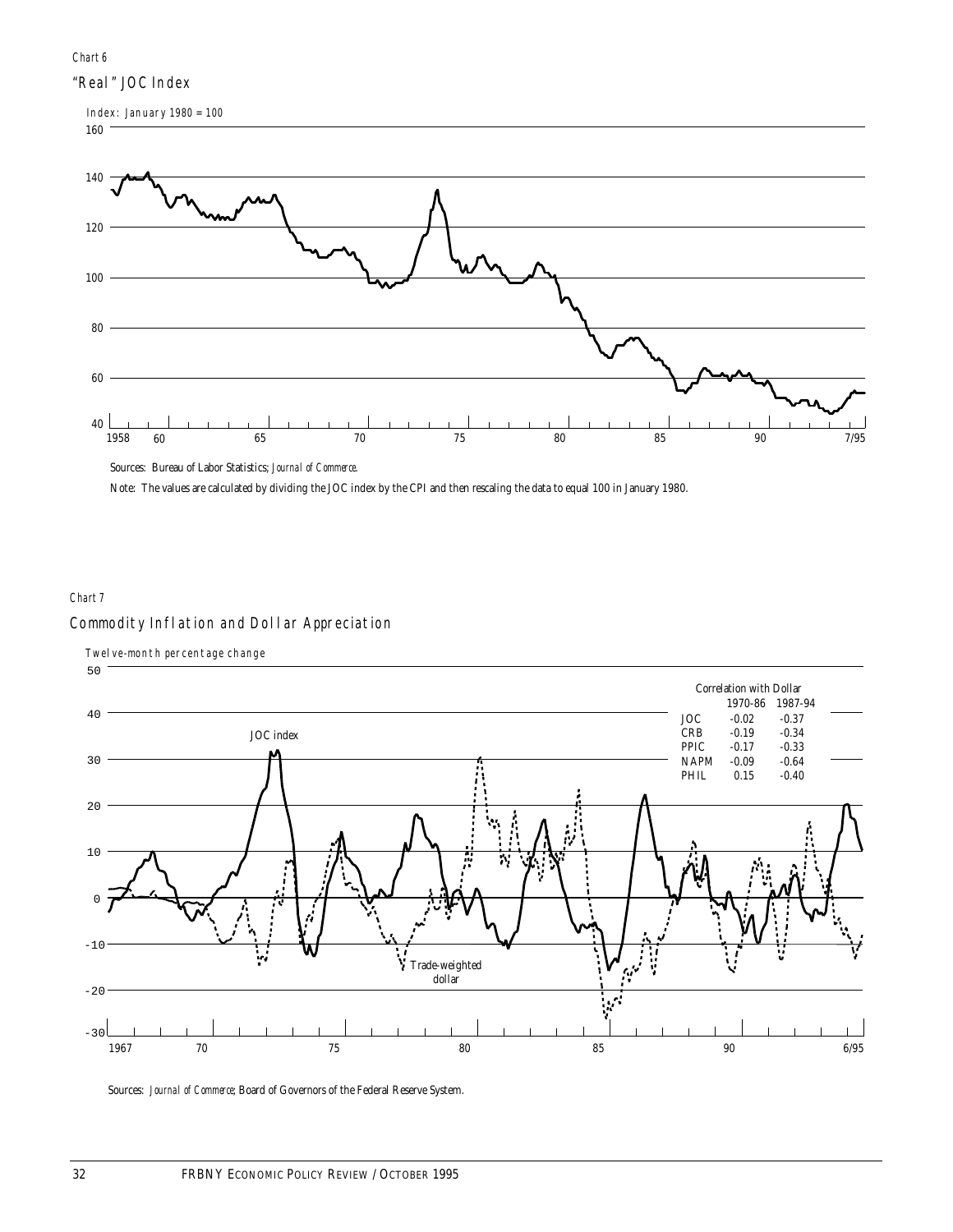*Chart 6*

## "Real" JOC Index

Index: January 1980 = 100

Sources: Bureau of Labor Statistics; *Journal of Commerce.*

Note: The values are calculated by dividing the JOC index by the CPI and then rescaling the data to equal 100 in January 1980.

*Chart 7*

## Commodity Inflation and Dollar Appreciation

Twelve-month percentage change

Correlation with Dollar

| | 1970-86 | 1987-94 |
| --- | --- | --- |
| JOC | -0.02 | -0.37 |
| CRB | -0.19 | -0.34 |
| PPIC | -0.17 | -0.33 |
| NAPM | -0.09 | -0.64 |
| PHIL | 0.15 | -0.40 |

Sources: *Journal of Commerce*; Board of Governors of the Federal Reserve System.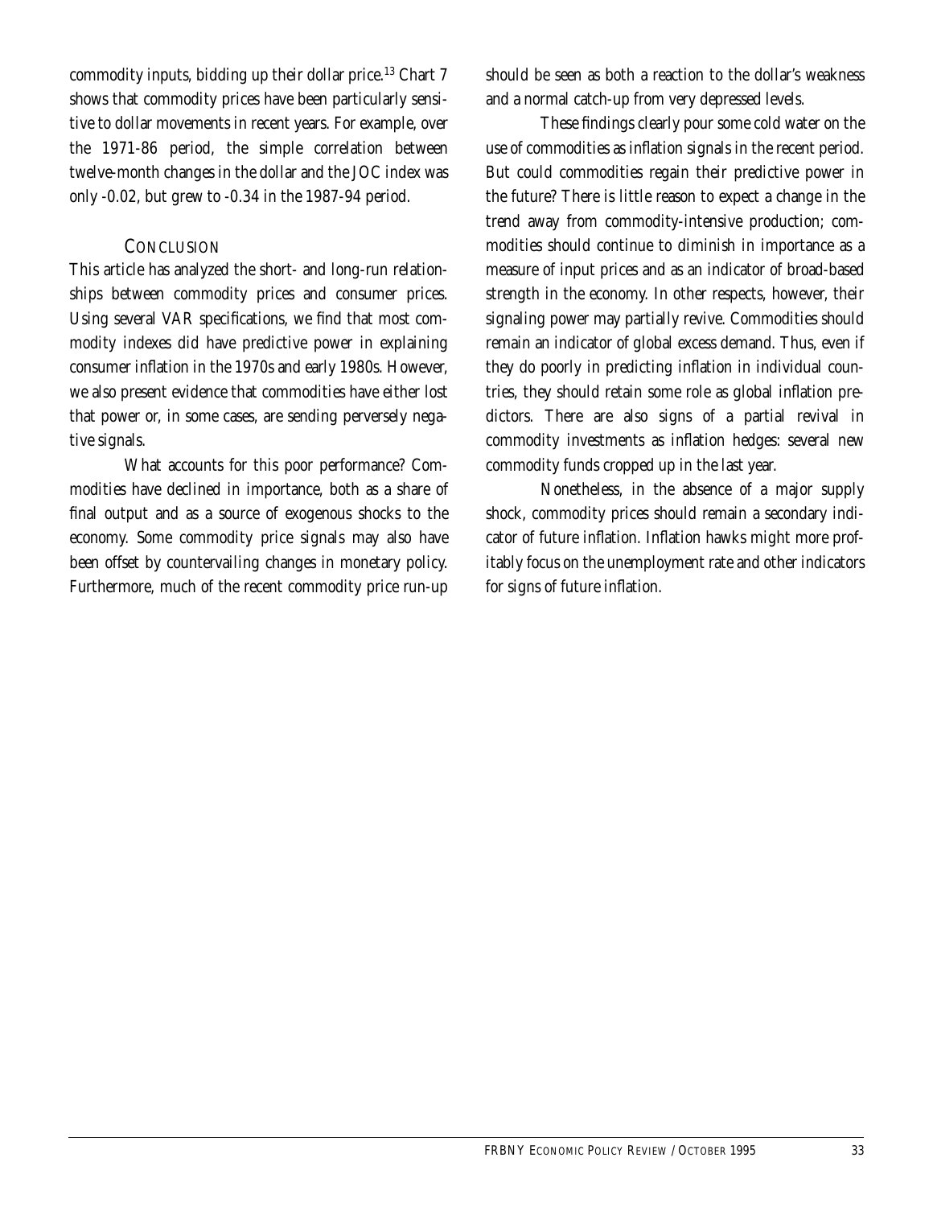commodity inputs, bidding up their dollar price.[13] Chart 7 shows that commodity prices have been particularly sensitive to dollar movements in recent years. For example, over the 1971-86 period, the simple correlation between twelve-month changes in the dollar and the JOC index was only -0.02, but grew to -0.34 in the 1987-94 period.

## Conclusion

This article has analyzed the short- and long-run relationships between commodity prices and consumer prices. Using several VAR specifications, we find that most commodity indexes did have predictive power in explaining consumer inflation in the 1970s and early 1980s. However, we also present evidence that commodities have either lost that power or, in some cases, are sending perversely negative signals.

What accounts for this poor performance? Commodities have declined in importance, both as a share of final output and as a source of exogenous shocks to the economy. Some commodity price signals may also have been offset by countervailing changes in monetary policy. Furthermore, much of the recent commodity price run-up should be seen as both a reaction to the dollar's weakness and a normal catch-up from very depressed levels.

These findings clearly pour some cold water on the use of commodities as inflation signals in the recent period. But could commodities regain their predictive power in the future? There is little reason to expect a change in the trend away from commodity-intensive production; commodities should continue to diminish in importance as a measure of input prices and as an indicator of broad-based strength in the economy. In other respects, however, their signaling power may partially revive. Commodities should remain an indicator of global excess demand. Thus, even if they do poorly in predicting inflation in individual countries, they should retain some role as global inflation predictors. There are also signs of a partial revival in commodity investments as inflation hedges: several new commodity funds cropped up in the last year.

Nonetheless, in the absence of a major supply shock, commodity prices should remain a secondary indicator of future inflation. Inflation hawks might more profitably focus on the unemployment rate and other indicators for signs of future inflation.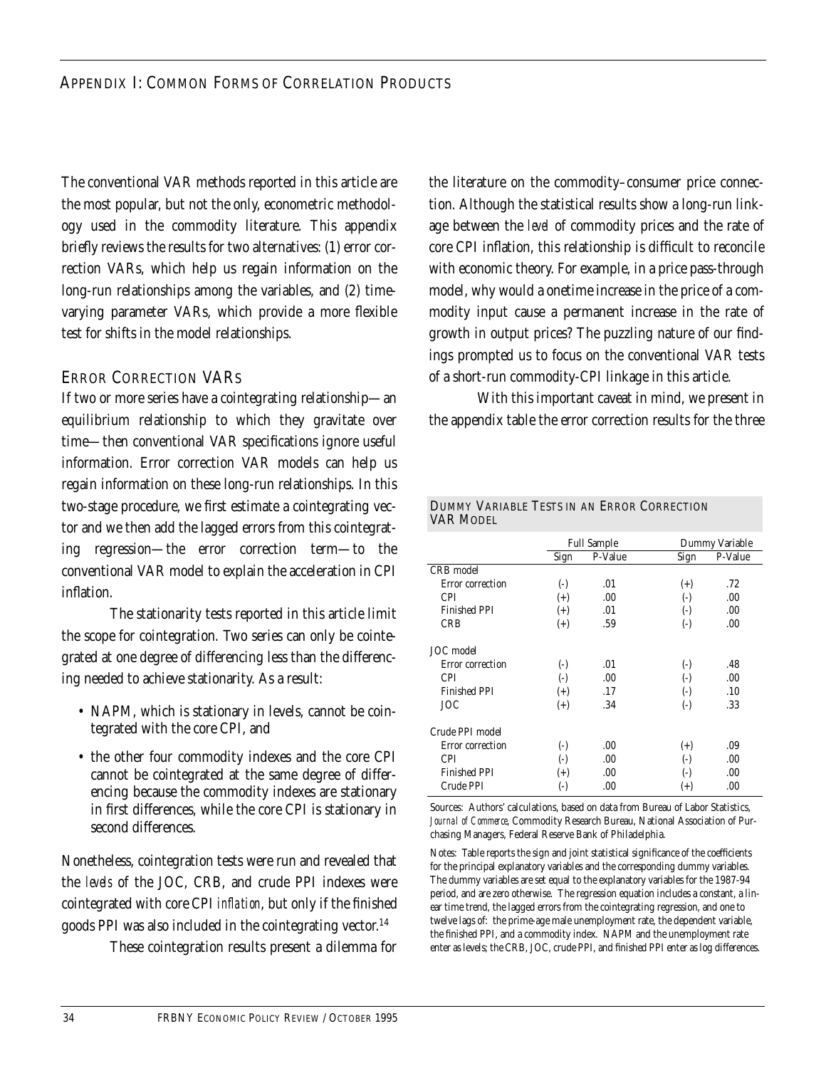## Appendix I: Common Forms of Correlation Products

The conventional VAR methods reported in this article are the most popular, but not the only, econometric methodology used in the commodity literature. This appendix briefly reviews the results for two alternatives: (1) error correction VARs, which help us regain information on the long-run relationships among the variables, and (2) time-varying parameter VARs, which provide a more flexible test for shifts in the model relationships.

### Error Correction VARs

If two or more series have a cointegrating relationship—an equilibrium relationship to which they gravitate over time—then conventional VAR specifications ignore useful information. Error correction VAR models can help us regain information on these long-run relationships. In this two-stage procedure, we first estimate a cointegrating vector and we then add the lagged errors from this cointegrating regression—the error correction term—to the conventional VAR model to explain the acceleration in CPI inflation.

The stationarity tests reported in this article limit the scope for cointegration. Two series can only be cointegrated at one degree of differencing less than the differencing needed to achieve stationarity. As a result:

- NAPM, which is stationary in levels, cannot be cointegrated with the core CPI, and
- the other four commodity indexes and the core CPI cannot be cointegrated at the same degree of differencing because the commodity indexes are stationary in first differences, while the core CPI is stationary in second differences.

Nonetheless, cointegration tests were run and revealed that the *levels* of the JOC, CRB, and crude PPI indexes were cointegrated with core CPI *inflation*, but only if the finished goods PPI was also included in the cointegrating vector.[14]

These cointegration results present a dilemma for the literature on the commodity–consumer price connection. Although the statistical results show a long-run linkage between the *level* of commodity prices and the rate of core CPI inflation, this relationship is difficult to reconcile with economic theory. For example, in a price pass-through model, why would a onetime increase in the price of a commodity input cause a permanent increase in the rate of growth in output prices? The puzzling nature of our findings prompted us to focus on the conventional VAR tests of a short-run commodity-CPI linkage in this article.

With this important caveat in mind, we present in the appendix table the error correction results for the three

**Dummy Variable Tests in an Error Correction VAR Model**

| | Full Sample | | Dummy Variable | |
|---|---|---|---|---|
| | Sign | P-Value | Sign | P-Value |
| CRB model | | | | |
| Error correction | (-) | .01 | (+) | .72 |
| CPI | (+) | .00 | (-) | .00 |
| Finished PPI | (+) | .01 | (-) | .00 |
| CRB | (+) | .59 | (-) | .00 |
| JOC model | | | | |
| Error correction | (-) | .01 | (-) | .48 |
| CPI | (-) | .00 | (-) | .00 |
| Finished PPI | (+) | .17 | (-) | .10 |
| JOC | (+) | .34 | (-) | .33 |
| Crude PPI model | | | | |
| Error correction | (-) | .00 | (+) | .09 |
| CPI | (-) | .00 | (-) | .00 |
| Finished PPI | (+) | .00 | (-) | .00 |
| Crude PPI | (-) | .00 | (+) | .00 |

Sources: Authors' calculations, based on data from Bureau of Labor Statistics, *Journal of Commerce*, Commodity Research Bureau, National Association of Purchasing Managers, Federal Reserve Bank of Philadelphia.

Notes: Table reports the sign and joint statistical significance of the coefficients for the principal explanatory variables and the corresponding dummy variables. The dummy variables are set equal to the explanatory variables for the 1987-94 period, and are zero otherwise. The regression equation includes a constant, a linear time trend, the lagged errors from the cointegrating regression, and one to twelve lags of: the prime-age male unemployment rate, the dependent variable, the finished PPI, and a commodity index. NAPM and the unemployment rate enter as levels; the CRB, JOC, crude PPI, and finished PPI enter as log differences.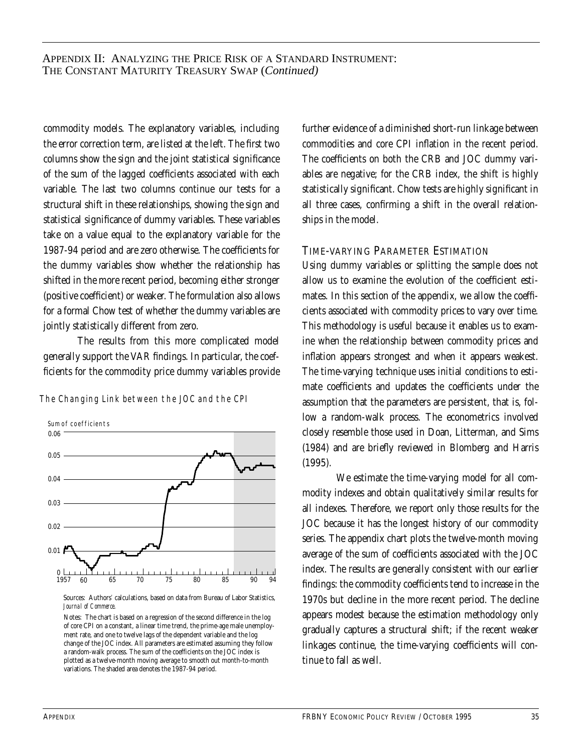commodity models. The explanatory variables, including the error correction term, are listed at the left. The first two columns show the sign and the joint statistical significance of the sum of the lagged coefficients associated with each variable. The last two columns continue our tests for a structural shift in these relationships, showing the sign and statistical significance of dummy variables. These variables take on a value equal to the explanatory variable for the 1987-94 period and are zero otherwise. The coefficients for the dummy variables show whether the relationship has shifted in the more recent period, becoming either stronger (positive coefficient) or weaker. The formulation also allows for a formal Chow test of whether the dummy variables are jointly statistically different from zero.

The results from this more complicated model generally support the VAR findings. In particular, the coefficients for the commodity price dummy variables provide further evidence of a diminished short-run linkage between commodities and core CPI inflation in the recent period. The coefficients on both the CRB and JOC dummy variables are negative; for the CRB index, the shift is highly statistically significant. Chow tests are highly significant in all three cases, confirming a shift in the overall relationships in the model.

*The Changing Link between the JOC and the CPI*

Sources: Authors' calculations, based on data from Bureau of Labor Statistics, *Journal of Commerce*.

Notes: The chart is based on a regression of the second difference in the log of core CPI on a constant, a linear time trend, the prime-age male unemployment rate, and one to twelve lags of the dependent variable and the log change of the JOC index. All parameters are estimated assuming they follow a random-walk process. The sum of the coefficients on the JOC index is plotted as a twelve-month moving average to smooth out month-to-month variations. The shaded area denotes the 1987-94 period.

### Time-varying Parameter Estimation

Using dummy variables or splitting the sample does not allow us to examine the evolution of the coefficient estimates. In this section of the appendix, we allow the coefficients associated with commodity prices to vary over time. This methodology is useful because it enables us to examine when the relationship between commodity prices and inflation appears strongest and when it appears weakest. The time-varying technique uses initial conditions to estimate coefficients and updates the coefficients under the assumption that the parameters are persistent, that is, follow a random-walk process. The econometrics involved closely resemble those used in Doan, Litterman, and Sims (1984) and are briefly reviewed in Blomberg and Harris (1995).

We estimate the time-varying model for all commodity indexes and obtain qualitatively similar results for all indexes. Therefore, we report only those results for the JOC because it has the longest history of our commodity series. The appendix chart plots the twelve-month moving average of the sum of coefficients associated with the JOC index. The results are generally consistent with our earlier findings: the commodity coefficients tend to increase in the 1970s but decline in the more recent period. The decline appears modest because the estimation methodology only gradually captures a structural shift; if the recent weaker linkages continue, the time-varying coefficients will continue to fall as well.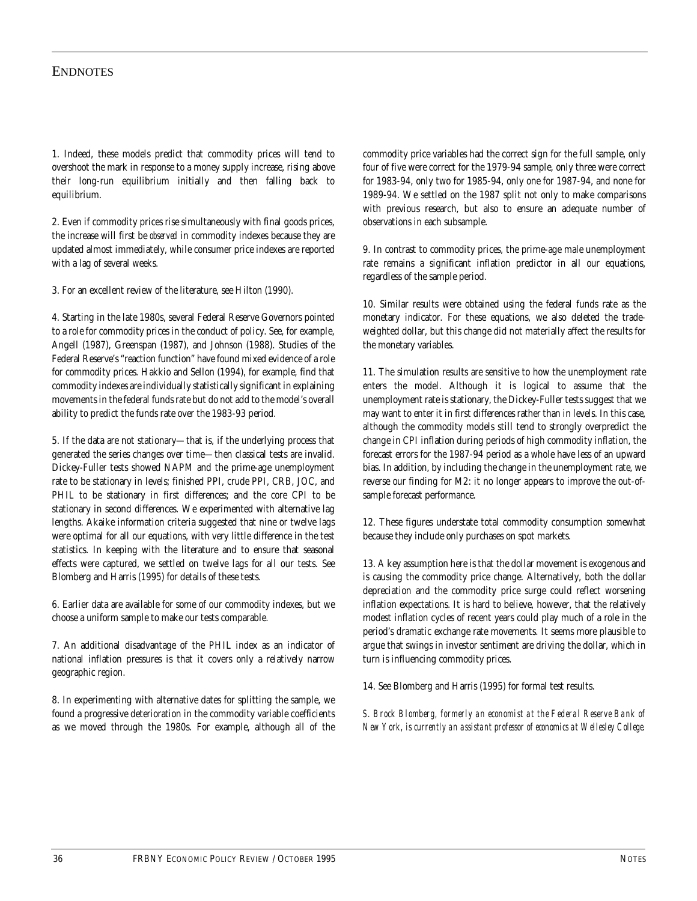# Endnotes

1. Indeed, these models predict that commodity prices will tend to overshoot the mark in response to a money supply increase, rising above their long-run equilibrium initially and then falling back to equilibrium.

2. Even if commodity prices rise simultaneously with final goods prices, the increase will first be *observed* in commodity indexes because they are updated almost immediately, while consumer price indexes are reported with a lag of several weeks.

3. For an excellent review of the literature, see Hilton (1990).

4. Starting in the late 1980s, several Federal Reserve Governors pointed to a role for commodity prices in the conduct of policy. See, for example, Angell (1987), Greenspan (1987), and Johnson (1988). Studies of the Federal Reserve's "reaction function" have found mixed evidence of a role for commodity prices. Hakkio and Sellon (1994), for example, find that commodity indexes are individually statistically significant in explaining movements in the federal funds rate but do not add to the model's overall ability to predict the funds rate over the 1983-93 period.

5. If the data are not stationary—that is, if the underlying process that generated the series changes over time—then classical tests are invalid. Dickey-Fuller tests showed NAPM and the prime-age unemployment rate to be stationary in levels; finished PPI, crude PPI, CRB, JOC, and PHIL to be stationary in first differences; and the core CPI to be stationary in second differences. We experimented with alternative lag lengths. Akaike information criteria suggested that nine or twelve lags were optimal for all our equations, with very little difference in the test statistics. In keeping with the literature and to ensure that seasonal effects were captured, we settled on twelve lags for all our tests. See Blomberg and Harris (1995) for details of these tests.

6. Earlier data are available for some of our commodity indexes, but we choose a uniform sample to make our tests comparable.

7. An additional disadvantage of the PHIL index as an indicator of national inflation pressures is that it covers only a relatively narrow geographic region.

8. In experimenting with alternative dates for splitting the sample, we found a progressive deterioration in the commodity variable coefficients as we moved through the 1980s. For example, although all of the commodity price variables had the correct sign for the full sample, only four of five were correct for the 1979-94 sample, only three were correct for 1983-94, only two for 1985-94, only one for 1987-94, and none for 1989-94. We settled on the 1987 split not only to make comparisons with previous research, but also to ensure an adequate number of observations in each subsample.

9. In contrast to commodity prices, the prime-age male unemployment rate remains a significant inflation predictor in all our equations, regardless of the sample period.

10. Similar results were obtained using the federal funds rate as the monetary indicator. For these equations, we also deleted the trade-weighted dollar, but this change did not materially affect the results for the monetary variables.

11. The simulation results are sensitive to how the unemployment rate enters the model. Although it is logical to assume that the unemployment rate is stationary, the Dickey-Fuller tests suggest that we may want to enter it in first differences rather than in levels. In this case, although the commodity models still tend to strongly overpredict the change in CPI inflation during periods of high commodity inflation, the forecast errors for the 1987-94 period as a whole have less of an upward bias. In addition, by including the change in the unemployment rate, we reverse our finding for M2: it no longer appears to improve the out-of-sample forecast performance.

12. These figures understate total commodity consumption somewhat because they include only purchases on spot markets.

13. A key assumption here is that the dollar movement is exogenous and is causing the commodity price change. Alternatively, both the dollar depreciation and the commodity price surge could reflect worsening inflation expectations. It is hard to believe, however, that the relatively modest inflation cycles of recent years could play much of a role in the period's dramatic exchange rate movements. It seems more plausible to argue that swings in investor sentiment are driving the dollar, which in turn is influencing commodity prices.

14. See Blomberg and Harris (1995) for formal test results.

*S. Brock Blomberg, formerly an economist at the Federal Reserve Bank of New York, is currently an assistant professor of economics at Wellesley College.*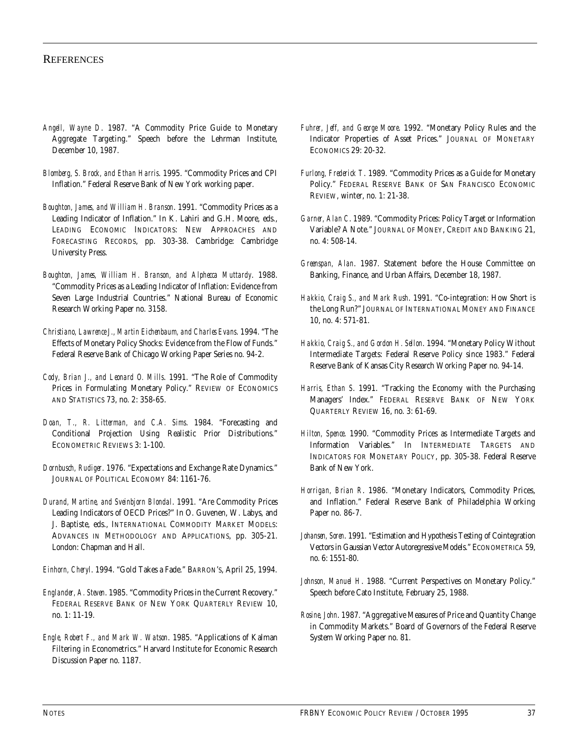## References

*Angell, Wayne D.* 1987. "A Commodity Price Guide to Monetary Aggregate Targeting." Speech before the Lehrman Institute, December 10, 1987.

*Blomberg, S. Brock, and Ethan Harris.* 1995. "Commodity Prices and CPI Inflation." Federal Reserve Bank of New York working paper.

*Boughton, James, and William H. Branson.* 1991. "Commodity Prices as a Leading Indicator of Inflation." In K. Lahiri and G.H. Moore, eds., LEADING ECONOMIC INDICATORS: NEW APPROACHES AND FORECASTING RECORDS, pp. 303-38. Cambridge: Cambridge University Press.

*Boughton, James, William H. Branson, and Alphecca Muttardy.* 1988. "Commodity Prices as a Leading Indicator of Inflation: Evidence from Seven Large Industrial Countries." National Bureau of Economic Research Working Paper no. 3158.

*Christiano, Lawrence J., Martin Eichenbaum, and Charles Evans.* 1994. "The Effects of Monetary Policy Shocks: Evidence from the Flow of Funds." Federal Reserve Bank of Chicago Working Paper Series no. 94-2.

*Cody, Brian J., and Leonard O. Mills.* 1991. "The Role of Commodity Prices in Formulating Monetary Policy." REVIEW OF ECONOMICS AND STATISTICS 73, no. 2: 358-65.

*Doan, T., R. Litterman, and C.A. Sims.* 1984. "Forecasting and Conditional Projection Using Realistic Prior Distributions." ECONOMETRIC REVIEWS 3: 1-100.

*Dornbusch, Rudiger.* 1976. "Expectations and Exchange Rate Dynamics." JOURNAL OF POLITICAL ECONOMY 84: 1161-76.

*Durand, Martine, and Sveinbjorn Blondal.* 1991. "Are Commodity Prices Leading Indicators of OECD Prices?" In O. Guvenen, W. Labys, and J. Baptiste, eds., INTERNATIONAL COMMODITY MARKET MODELS: ADVANCES IN METHODOLOGY AND APPLICATIONS, pp. 305-21. London: Chapman and Hall.

*Einhorn, Cheryl.* 1994. "Gold Takes a Fade." BARRON'S, April 25, 1994.

*Englander, A. Steven.* 1985. "Commodity Prices in the Current Recovery." FEDERAL RESERVE BANK OF NEW YORK QUARTERLY REVIEW 10, no. 1: 11-19.

*Engle, Robert F., and Mark W. Watson.* 1985. "Applications of Kalman Filtering in Econometrics." Harvard Institute for Economic Research Discussion Paper no. 1187.

*Fuhrer, Jeff, and George Moore.* 1992. "Monetary Policy Rules and the Indicator Properties of Asset Prices." JOURNAL OF MONETARY ECONOMICS 29: 20-32.

*Furlong, Frederick T.* 1989. "Commodity Prices as a Guide for Monetary Policy." FEDERAL RESERVE BANK OF SAN FRANCISCO ECONOMIC REVIEW, winter, no. 1: 21-38.

*Garner, Alan C.* 1989. "Commodity Prices: Policy Target or Information Variable? A Note." JOURNAL OF MONEY, CREDIT AND BANKING 21, no. 4: 508-14.

*Greenspan, Alan.* 1987. Statement before the House Committee on Banking, Finance, and Urban Affairs, December 18, 1987.

*Hakkio, Craig S., and Mark Rush.* 1991. "Co-integration: How Short is the Long Run?" JOURNAL OF INTERNATIONAL MONEY AND FINANCE 10, no. 4: 571-81.

*Hakkio, Craig S., and Gordon H. Sellon.* 1994. "Monetary Policy Without Intermediate Targets: Federal Reserve Policy since 1983." Federal Reserve Bank of Kansas City Research Working Paper no. 94-14.

*Harris, Ethan S.* 1991. "Tracking the Economy with the Purchasing Managers' Index." FEDERAL RESERVE BANK OF NEW YORK QUARTERLY REVIEW 16, no. 3: 61-69.

*Hilton, Spence.* 1990. "Commodity Prices as Intermediate Targets and Information Variables." In INTERMEDIATE TARGETS AND INDICATORS FOR MONETARY POLICY, pp. 305-38. Federal Reserve Bank of New York.

*Horrigan, Brian R.* 1986. "Monetary Indicators, Commodity Prices, and Inflation." Federal Reserve Bank of Philadelphia Working Paper no. 86-7.

*Johansen, Soren.* 1991. "Estimation and Hypothesis Testing of Cointegration Vectors in Gaussian Vector Autoregressive Models." ECONOMETRICA 59, no. 6: 1551-80.

*Johnson, Manuel H.* 1988. "Current Perspectives on Monetary Policy." Speech before Cato Institute, February 25, 1988.

*Rosine, John.* 1987. "Aggregative Measures of Price and Quantity Change in Commodity Markets." Board of Governors of the Federal Reserve System Working Paper no. 81.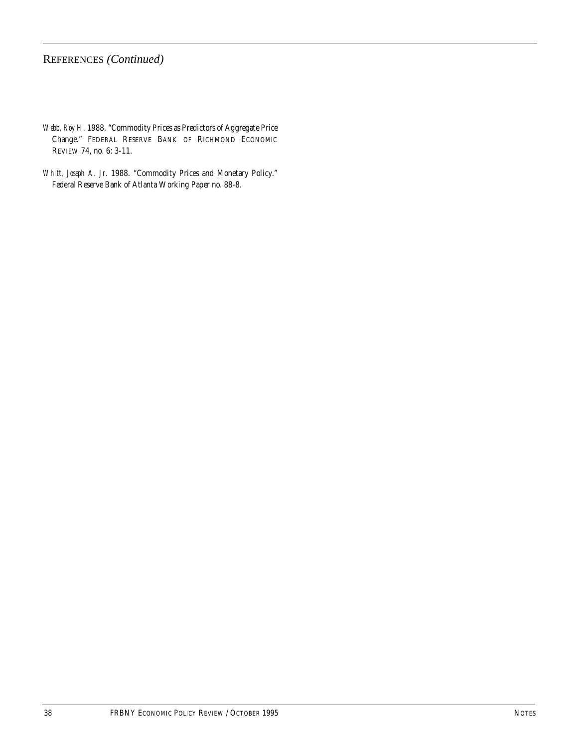## REFERENCES *(Continued)*

*Webb, Roy H.* 1988. "Commodity Prices as Predictors of Aggregate Price Change." FEDERAL RESERVE BANK OF RICHMOND ECONOMIC REVIEW 74, no. 6: 3-11.

*Whitt, Joseph A. Jr.* 1988. "Commodity Prices and Monetary Policy." Federal Reserve Bank of Atlanta Working Paper no. 88-8.